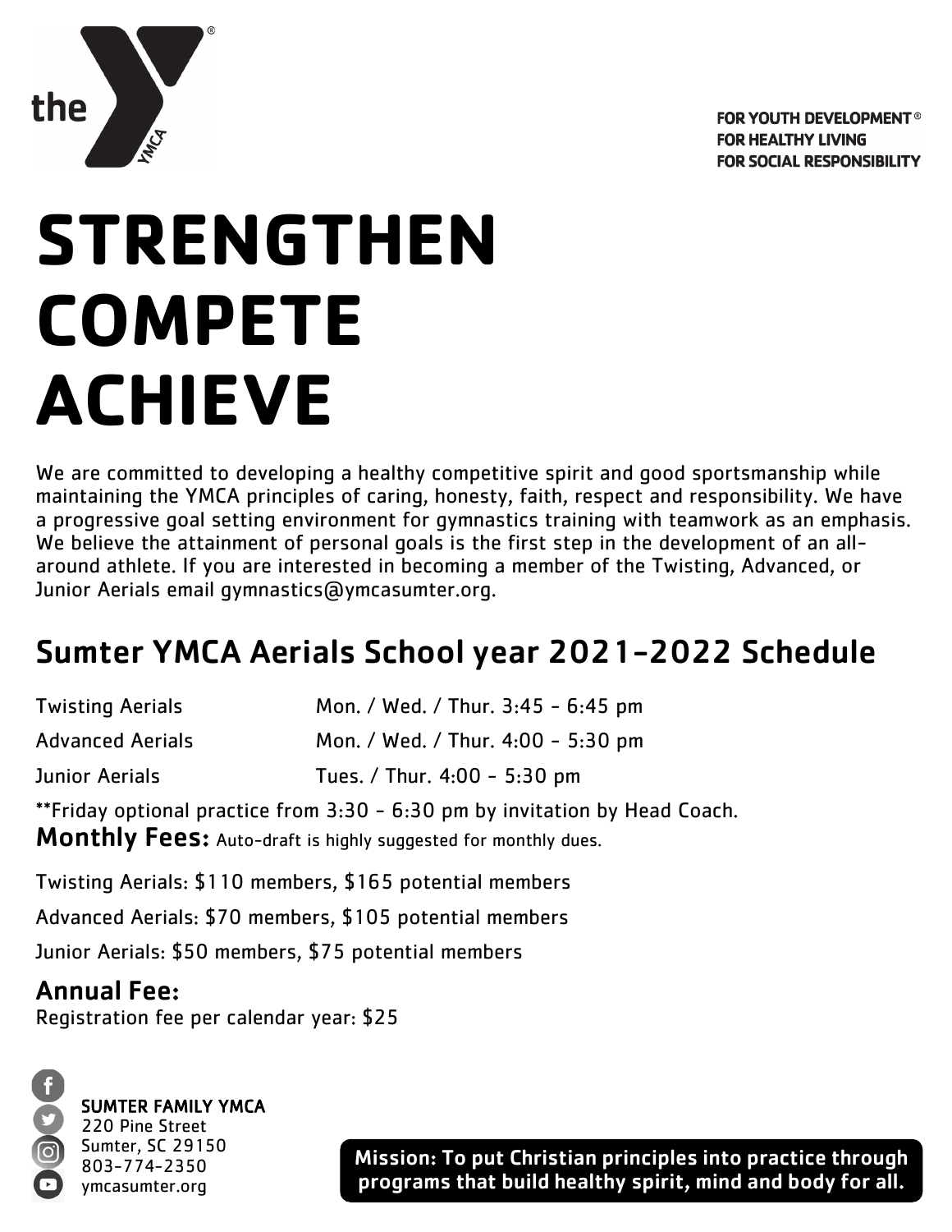the Y YMCA

FOR YOUTH DEVELOPMENT®
FOR HEALTHY LIVING
FOR SOCIAL RESPONSIBILITY

# STRENGTHEN
# COMPETE
# ACHIEVE

We are committed to developing a healthy competitive spirit and good sportsmanship while maintaining the YMCA principles of caring, honesty, faith, respect and responsibility. We have a progressive goal setting environment for gymnastics training with teamwork as an emphasis. We believe the attainment of personal goals is the first step in the development of an all-around athlete. If you are interested in becoming a member of the Twisting, Advanced, or Junior Aerials email gymnastics@ymcasumter.org.

## Sumter YMCA Aerials School year 2021-2022 Schedule

| | |
|---|---|
| Twisting Aerials | Mon. / Wed. / Thur. 3:45 - 6:45 pm |
| Advanced Aerials | Mon. / Wed. / Thur. 4:00 - 5:30 pm |
| Junior Aerials | Tues. / Thur. 4:00 - 5:30 pm |

**Friday optional practice from 3:30 - 6:30 pm by invitation by Head Coach.

**Monthly Fees:** Auto-draft is highly suggested for monthly dues.

Twisting Aerials: $110 members, $165 potential members

Advanced Aerials: $70 members, $105 potential members

Junior Aerials: $50 members, $75 potential members

### Annual Fee:

Registration fee per calendar year: $25

SUMTER FAMILY YMCA
220 Pine Street
Sumter, SC 29150
803-774-2350
ymcasumter.org

**Mission: To put Christian principles into practice through programs that build healthy spirit, mind and body for all.**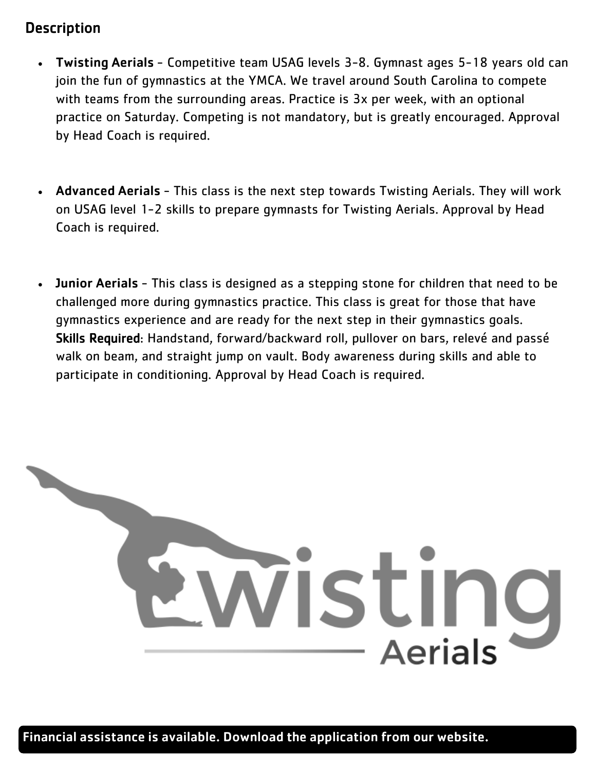## Description

- **Twisting Aerials** - Competitive team USAG levels 3-8. Gymnast ages 5-18 years old can join the fun of gymnastics at the YMCA. We travel around South Carolina to compete with teams from the surrounding areas. Practice is 3x per week, with an optional practice on Saturday. Competing is not mandatory, but is greatly encouraged. Approval by Head Coach is required.

- **Advanced Aerials** - This class is the next step towards Twisting Aerials. They will work on USAG level 1-2 skills to prepare gymnasts for Twisting Aerials. Approval by Head Coach is required.

- **Junior Aerials** - This class is designed as a stepping stone for children that need to be challenged more during gymnastics practice. This class is great for those that have gymnastics experience and are ready for the next step in their gymnastics goals. **Skills Required**: Handstand, forward/backward roll, pullover on bars, relevé and passé walk on beam, and straight jump on vault. Body awareness during skills and able to participate in conditioning. Approval by Head Coach is required.

Twisting Aerials

**Financial assistance is available. Download the application from our website.**